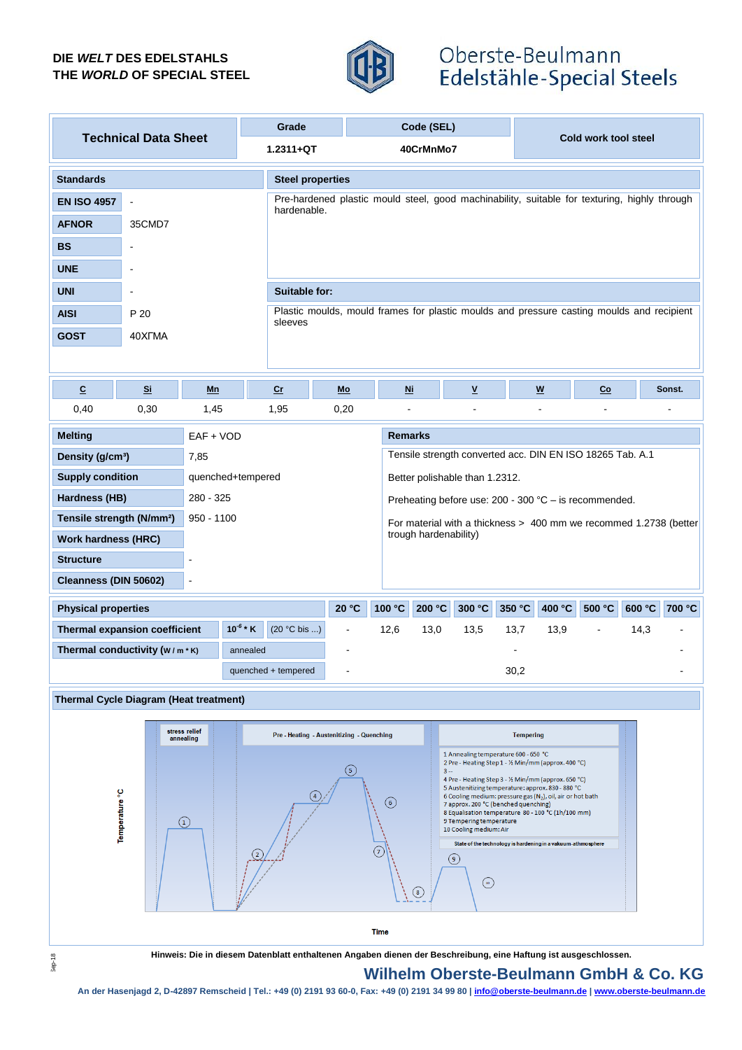DIE *WELT* DES EDELSTAHLS
THE *WORLD* OF SPECIAL STEEL

Oberste-Beulmann
Edelstähle-Special Steels

| Technical Data Sheet | Grade | Code (SEL) | Cold work tool steel |
|---|---|---|---|
| | 1.2311+QT | 40CrMnMo7 | |

| Standards | |
|---|---|
| EN ISO 4957 | - |
| AFNOR | 35CMD7 |
| BS | - |
| UNE | - |
| UNI | - |
| AISI | P 20 |
| GOST | 40ХГМА |

**Steel properties**

Pre-hardened plastic mould steel, good machinability, suitable for texturing, highly through hardenable.

**Suitable for:**

Plastic moulds, mould frames for plastic moulds and pressure casting moulds and recipient sleeves

| C | Si | Mn | Cr | Mo | Ni | V | W | Co | Sonst. |
|---|---|---|---|---|---|---|---|---|---|
| 0,40 | 0,30 | 1,45 | 1,95 | 0,20 | - | - | - | - | - |

| | |
|---|---|
| Melting | EAF + VOD |
| Density (g/cm³) | 7,85 |
| Supply condition | quenched+tempered |
| Hardness (HB) | 280 - 325 |
| Tensile strength (N/mm²) | 950 - 1100 |
| Work hardness (HRC) | |
| Structure | - |
| Cleanness (DIN 50602) | - |

**Remarks**

Tensile strength converted acc. DIN EN ISO 18265 Tab. A.1

Better polishable than 1.2312.

Preheating before use: 200 - 300 °C – is recommended.

For material with a thickness > 400 mm we recommed 1.2738 (better trough hardenability)

| Physical properties | | | 20 °C | 100 °C | 200 °C | 300 °C | 350 °C | 400 °C | 500 °C | 600 °C | 700 °C |
|---|---|---|---|---|---|---|---|---|---|---|---|
| Thermal expansion coefficient | $10^{-6}$ * K | (20 °C bis ...) | - | 12,6 | 13,0 | 13,5 | 13,7 | 13,9 | - | 14,3 | - |
| Thermal conductivity (W / m * K) | annealed | | - | | | | - | | | | - |
| | quenched + tempered | | - | | | | 30,2 | | | | - |

**Thermal Cycle Diagram (Heat treatment)**

stress relief annealing | Pre - Heating - Austenitizing - Quenching | Tempering

1 Annealing temperature 600 - 650 °C
2 Pre - Heating Step 1 - ½ Min/mm (approx. 400 °C)
3 --
4 Pre - Heating Step 3 - ½ Min/mm (approx. 650 °C)
5 Austenitizing temperature: approx. 830 - 880 °C
6 Cooling medium: pressure gas ($N_2$), oil, air or hot bath
7 approx. 200 °C (benched quenching)
8 Equalisation temperature 80 - 100 °C (1h/100 mm)
9 Tempering temperature
10 Cooling medium: Air

State of the technology is hardening in a vakuum-athmosphere

Temperature °C — Time

Hinweis: Die in diesem Datenblatt enthaltenen Angaben dienen der Beschreibung, eine Haftung ist ausgeschlossen.

**Wilhelm Oberste-Beulmann GmbH & Co. KG**

An der Hasenjagd 2, D-42897 Remscheid | Tel.: +49 (0) 2191 93 60-0, Fax: +49 (0) 2191 34 99 80 | info@oberste-beulmann.de | www.oberste-beulmann.de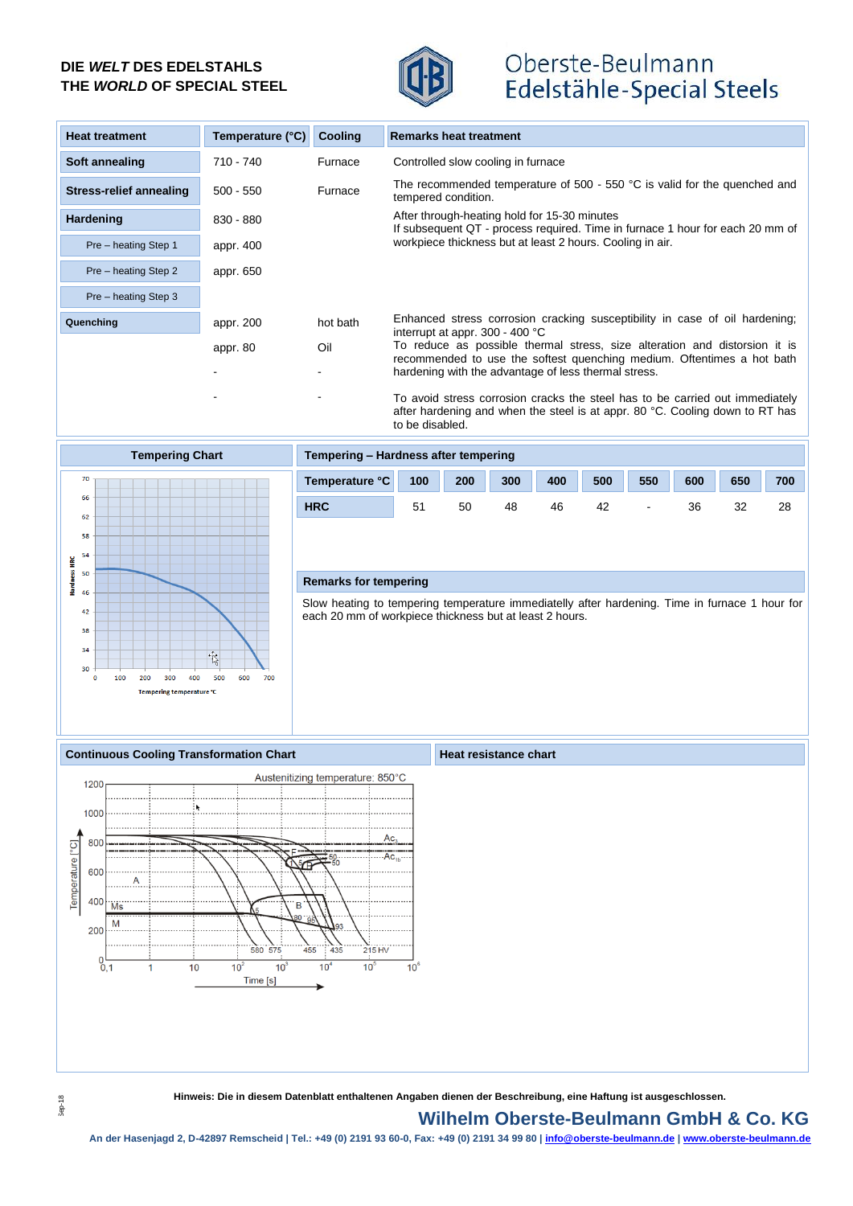DIE *WELT* DES EDELSTAHLS
THE *WORLD* OF SPECIAL STEEL

Oberste-Beulmann
Edelstähle-Special Steels

| Heat treatment | Temperature (°C) | Cooling | Remarks heat treatment |
|---|---|---|---|
| **Soft annealing** | 710 - 740 | Furnace | Controlled slow cooling in furnace |
| **Stress-relief annealing** | 500 - 550 | Furnace | The recommended temperature of 500 - 550 °C is valid for the quenched and tempered condition. |
| **Hardening** | 830 - 880 | | After through-heating hold for 15-30 minutes<br>If subsequent QT - process required. Time in furnace 1 hour for each 20 mm of workpiece thickness but at least 2 hours. Cooling in air. |
| Pre – heating Step 1 | appr. 400 | | |
| Pre – heating Step 2 | appr. 650 | | |
| Pre – heating Step 3 | | | |
| **Quenching** | appr. 200 | hot bath | Enhanced stress corrosion cracking susceptibility in case of oil hardening; interrupt at appr. 300 - 400 °C |
| | appr. 80 | Oil | To reduce as possible thermal stress, size alteration and distorsion it is recommended to use the softest quenching medium. Oftentimes a hot bath hardening with the advantage of less thermal stress. |
| | - | - | |
| | - | - | To avoid stress corrosion cracks the steel has to be carried out immediately after hardening and when the steel is at appr. 80 °C. Cooling down to RT has to be disabled. |

## Tempering Chart

Hardness HRC
70, 66, 62, 58, 54, 50, 46, 42, 38, 34, 30
0, 100, 200, 300, 400, 500, 600, 700
Tempering temperature °C

## Tempering – Hardness after tempering

| Temperature °C | 100 | 200 | 300 | 400 | 500 | 550 | 600 | 650 | 700 |
|---|---|---|---|---|---|---|---|---|---|
| HRC | 51 | 50 | 48 | 46 | 42 | - | 36 | 32 | 28 |

## Remarks for tempering

Slow heating to tempering temperature immediatelly after hardening. Time in furnace 1 hour for each 20 mm of workpiece thickness but at least 2 hours.

## Continuous Cooling Transformation Chart

Austenitizing temperature: 850°C

Temperature [°C]
1200, 1000, 800, 600, 400, 200, 0
$Ac_3$
$Ac_{1b}$
A, F, P, B, Ms, M
1, 5, 50, 50, 5, 80, 85, 93
580, 575, 455, 435, 215 HV
0,1, 1, 10, $10^2$, $10^3$, $10^4$, $10^5$, $10^6$
Time [s]

## Heat resistance chart

**Hinweis: Die in diesem Datenblatt enthaltenen Angaben dienen der Beschreibung, eine Haftung ist ausgeschlossen.**

**Wilhelm Oberste-Beulmann GmbH & Co. KG**

An der Hasenjagd 2, D-42897 Remscheid | Tel.: +49 (0) 2191 93 60-0, Fax: +49 (0) 2191 34 99 80 | info@oberste-beulmann.de | www.oberste-beulmann.de

Sep-18